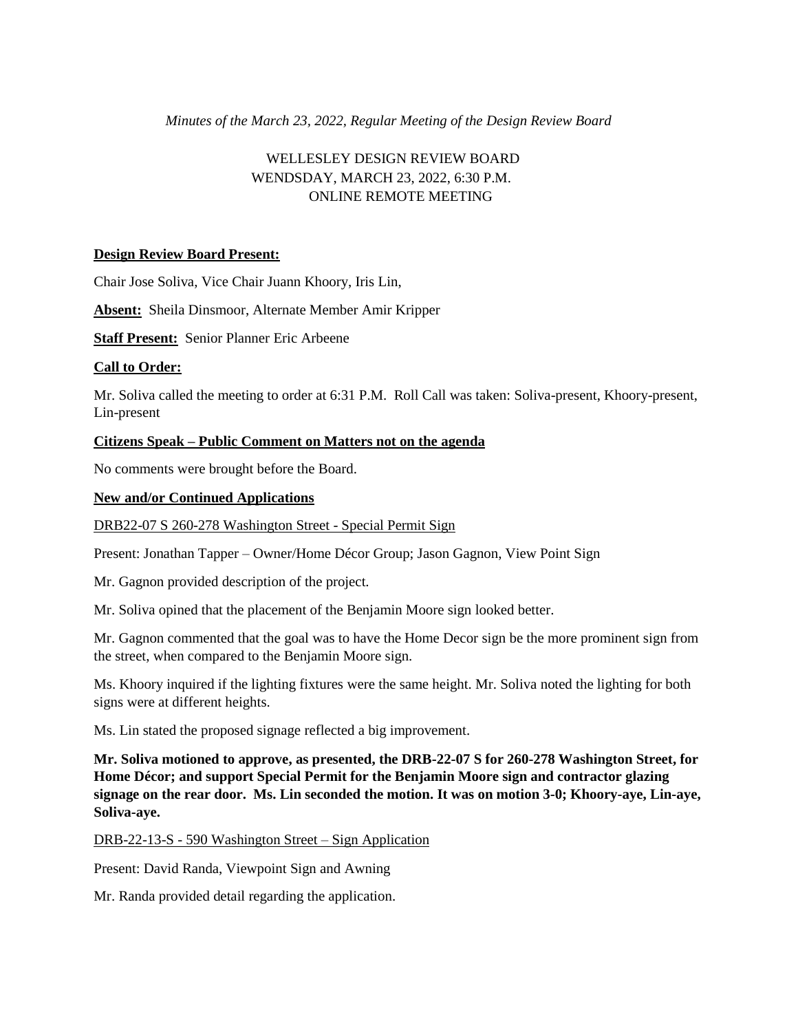*Minutes of the March 23, 2022, Regular Meeting of the Design Review Board*

WELLESLEY DESIGN REVIEW BOARD
WENDSDAY, MARCH 23, 2022, 6:30 P.M.
ONLINE REMOTE MEETING

**Design Review Board Present:**

Chair Jose Soliva, Vice Chair Juann Khoory, Iris Lin,

**Absent:** Sheila Dinsmoor, Alternate Member Amir Kripper

**Staff Present:** Senior Planner Eric Arbeene

**Call to Order:**

Mr. Soliva called the meeting to order at 6:31 P.M. Roll Call was taken: Soliva-present, Khoory-present, Lin-present

**Citizens Speak – Public Comment on Matters not on the agenda**

No comments were brought before the Board.

**New and/or Continued Applications**

DRB22-07 S 260-278 Washington Street - Special Permit Sign

Present: Jonathan Tapper – Owner/Home Décor Group; Jason Gagnon, View Point Sign

Mr. Gagnon provided description of the project.

Mr. Soliva opined that the placement of the Benjamin Moore sign looked better.

Mr. Gagnon commented that the goal was to have the Home Decor sign be the more prominent sign from the street, when compared to the Benjamin Moore sign.

Ms. Khoory inquired if the lighting fixtures were the same height. Mr. Soliva noted the lighting for both signs were at different heights.

Ms. Lin stated the proposed signage reflected a big improvement.

**Mr. Soliva motioned to approve, as presented, the DRB-22-07 S for 260-278 Washington Street, for Home Décor; and support Special Permit for the Benjamin Moore sign and contractor glazing signage on the rear door. Ms. Lin seconded the motion. It was on motion 3-0; Khoory-aye, Lin-aye, Soliva-aye.**

DRB-22-13-S - 590 Washington Street – Sign Application

Present: David Randa, Viewpoint Sign and Awning

Mr. Randa provided detail regarding the application.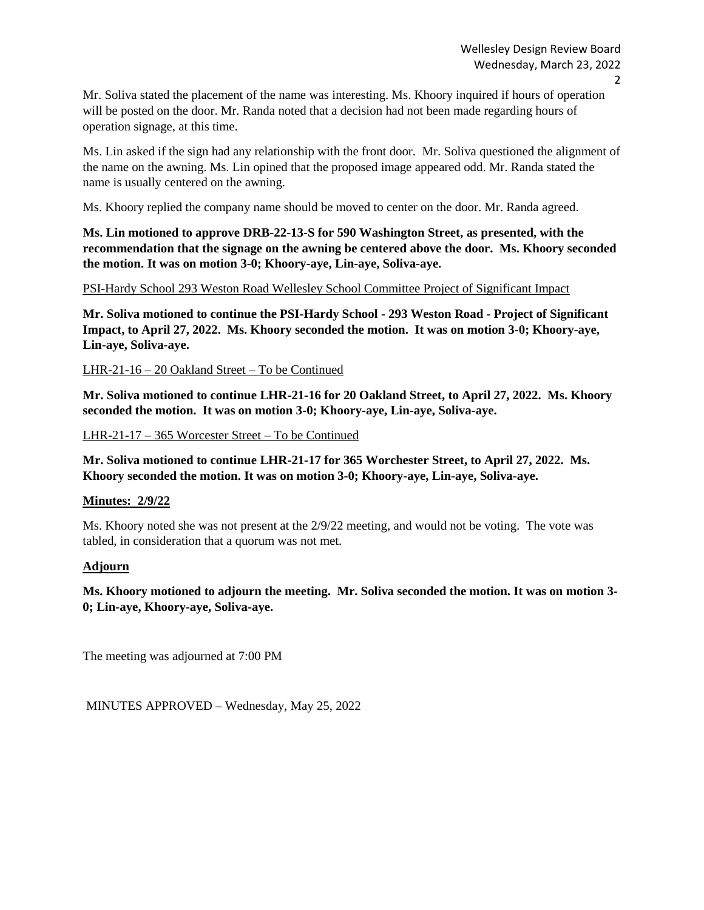Mr. Soliva stated the placement of the name was interesting. Ms. Khoory inquired if hours of operation will be posted on the door. Mr. Randa noted that a decision had not been made regarding hours of operation signage, at this time.

Ms. Lin asked if the sign had any relationship with the front door. Mr. Soliva questioned the alignment of the name on the awning. Ms. Lin opined that the proposed image appeared odd. Mr. Randa stated the name is usually centered on the awning.

Ms. Khoory replied the company name should be moved to center on the door. Mr. Randa agreed.

**Ms. Lin motioned to approve DRB-22-13-S for 590 Washington Street, as presented, with the recommendation that the signage on the awning be centered above the door. Ms. Khoory seconded the motion. It was on motion 3-0; Khoory-aye, Lin-aye, Soliva-aye.**

<u>PSI-Hardy School 293 Weston Road Wellesley School Committee Project of Significant Impact</u>

**Mr. Soliva motioned to continue the PSI-Hardy School - 293 Weston Road - Project of Significant Impact, to April 27, 2022. Ms. Khoory seconded the motion. It was on motion 3-0; Khoory-aye, Lin-aye, Soliva-aye.**

<u>LHR-21-16 – 20 Oakland Street – To be Continued</u>

**Mr. Soliva motioned to continue LHR-21-16 for 20 Oakland Street, to April 27, 2022. Ms. Khoory seconded the motion. It was on motion 3-0; Khoory-aye, Lin-aye, Soliva-aye.**

<u>LHR-21-17 – 365 Worcester Street – To be Continued</u>

**Mr. Soliva motioned to continue LHR-21-17 for 365 Worchester Street, to April 27, 2022. Ms. Khoory seconded the motion. It was on motion 3-0; Khoory-aye, Lin-aye, Soliva-aye.**

## Minutes: 2/9/22

Ms. Khoory noted she was not present at the 2/9/22 meeting, and would not be voting. The vote was tabled, in consideration that a quorum was not met.

## Adjourn

**Ms. Khoory motioned to adjourn the meeting. Mr. Soliva seconded the motion. It was on motion 3-0; Lin-aye, Khoory-aye, Soliva-aye.**

The meeting was adjourned at 7:00 PM

MINUTES APPROVED – Wednesday, May 25, 2022